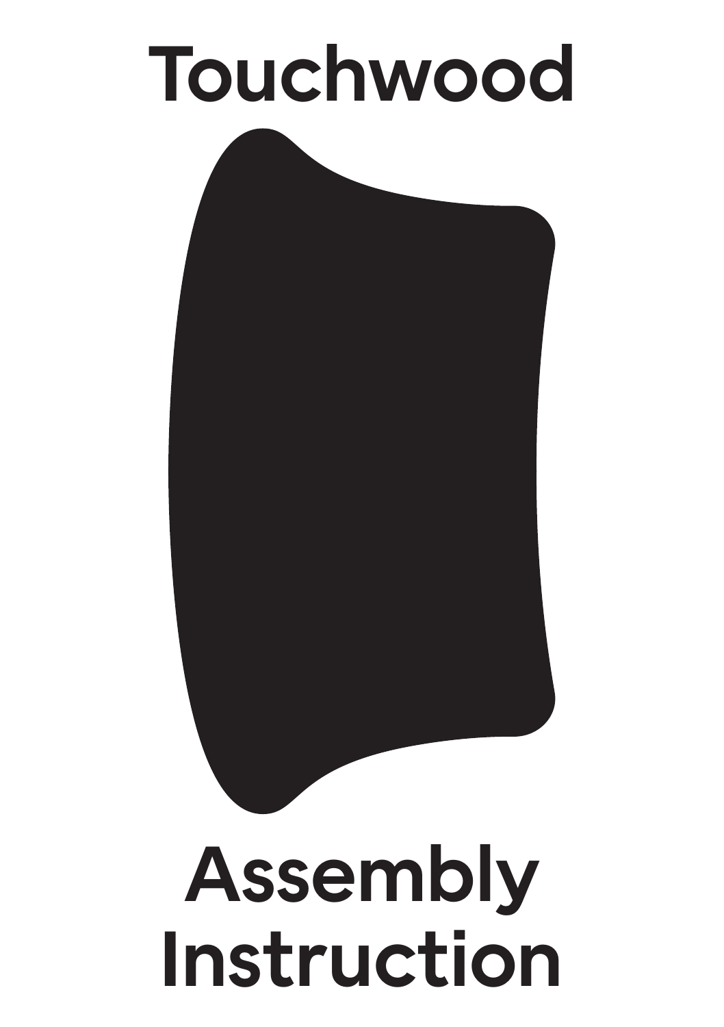# Touchwood

# Assembly Instruction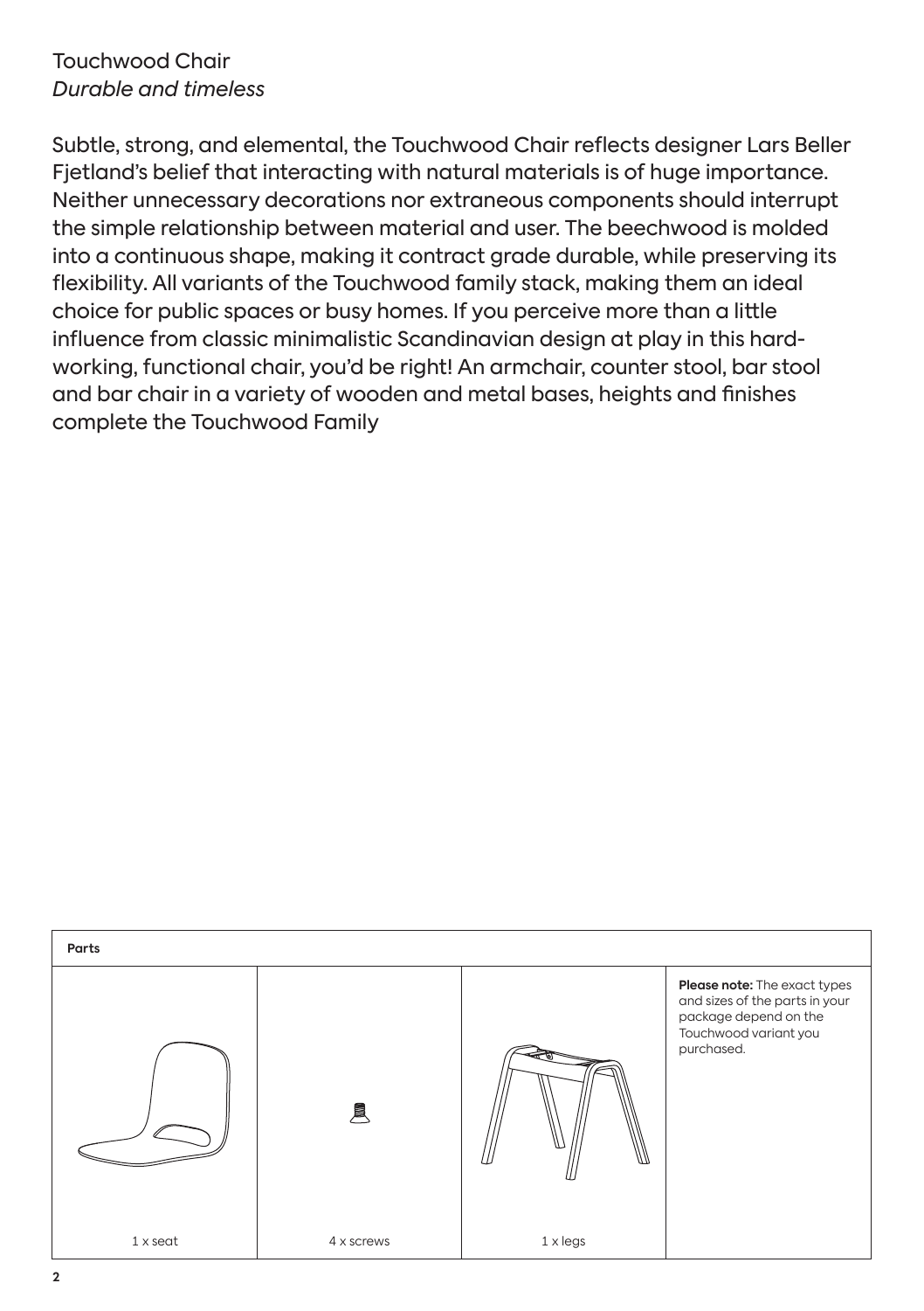# Touchwood Chair

*Durable and timeless*

Subtle, strong, and elemental, the Touchwood Chair reflects designer Lars Beller Fjetland's belief that interacting with natural materials is of huge importance. Neither unnecessary decorations nor extraneous components should interrupt the simple relationship between material and user. The beechwood is molded into a continuous shape, making it contract grade durable, while preserving its flexibility. All variants of the Touchwood family stack, making them an ideal choice for public spaces or busy homes. If you perceive more than a little influence from classic minimalistic Scandinavian design at play in this hard-working, functional chair, you'd be right! An armchair, counter stool, bar stool and bar chair in a variety of wooden and metal bases, heights and finishes complete the Touchwood Family

| Parts | | | |
|---|---|---|---|
| 1 x seat | 4 x screws | 1 x legs | **Please note:** The exact types and sizes of the parts in your package depend on the Touchwood variant you purchased. |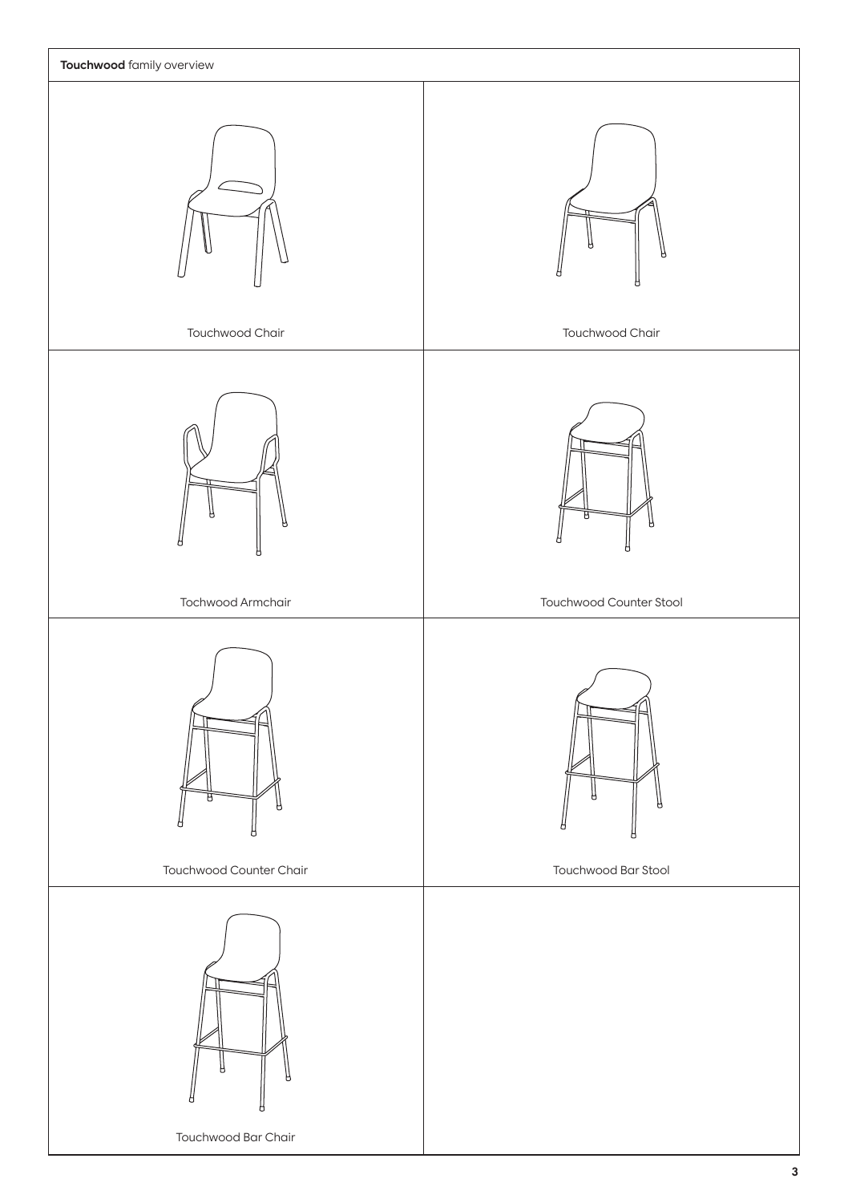**Touchwood** family overview

Touchwood Chair

Touchwood Chair

Tochwood Armchair

Touchwood Counter Stool

Touchwood Counter Chair

Touchwood Bar Stool

Touchwood Bar Chair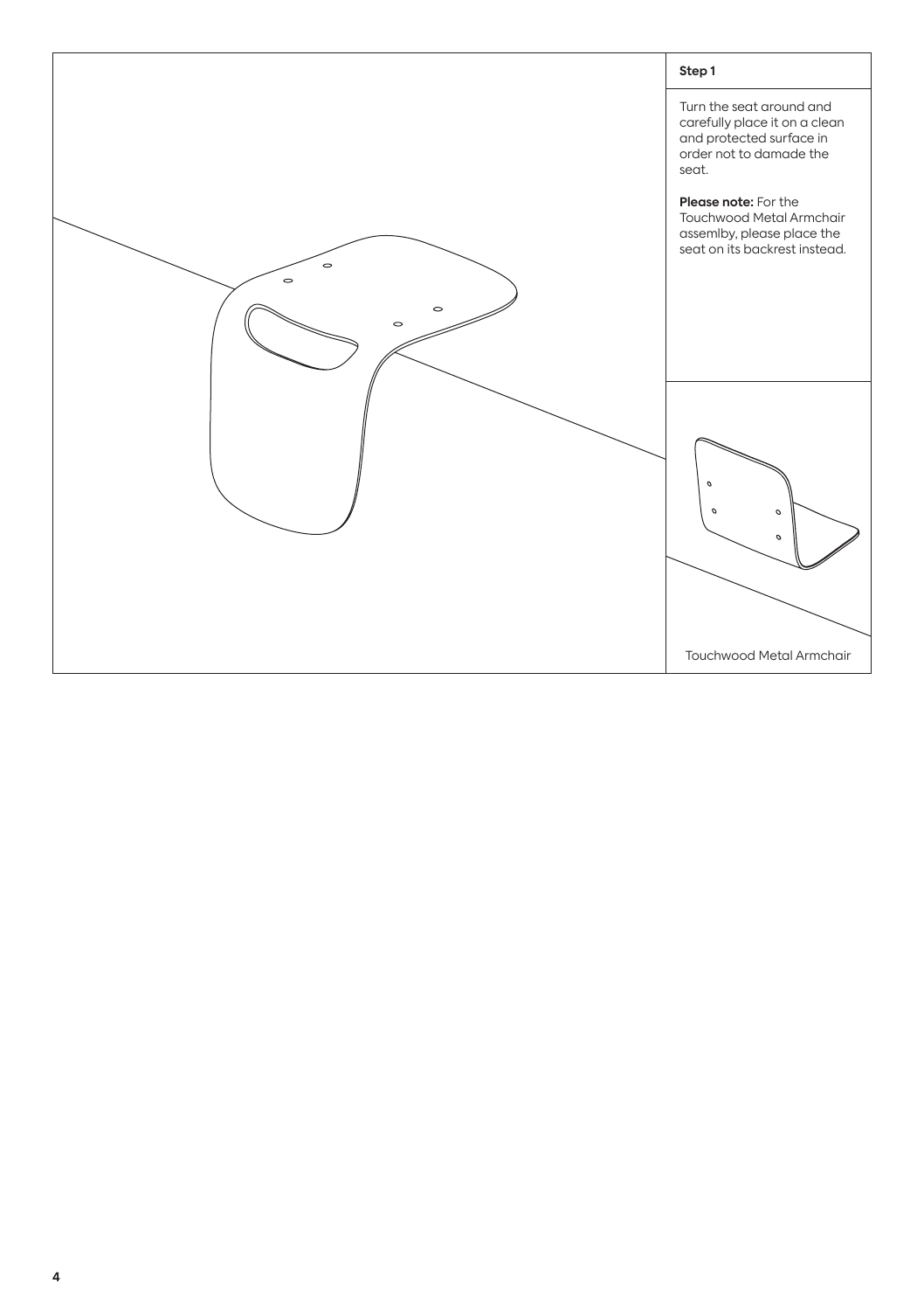**Step 1**

Turn the seat around and carefully place it on a clean and protected surface in order not to damade the seat.

**Please note:** For the Touchwood Metal Armchair assemlby, please place the seat on its backrest instead.

Touchwood Metal Armchair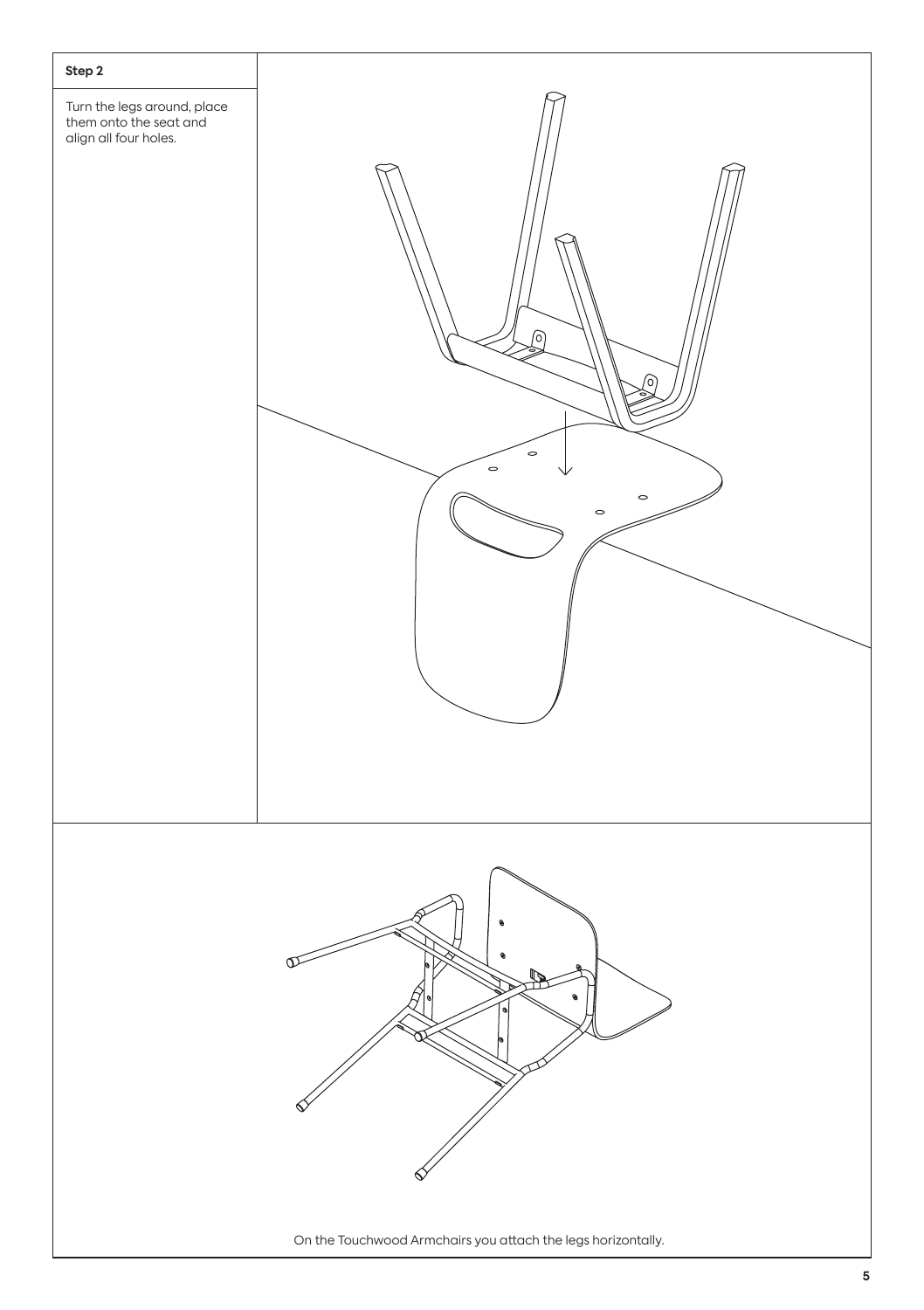**Step 2**

Turn the legs around, place them onto the seat and align all four holes.

On the Touchwood Armchairs you attach the legs horizontally.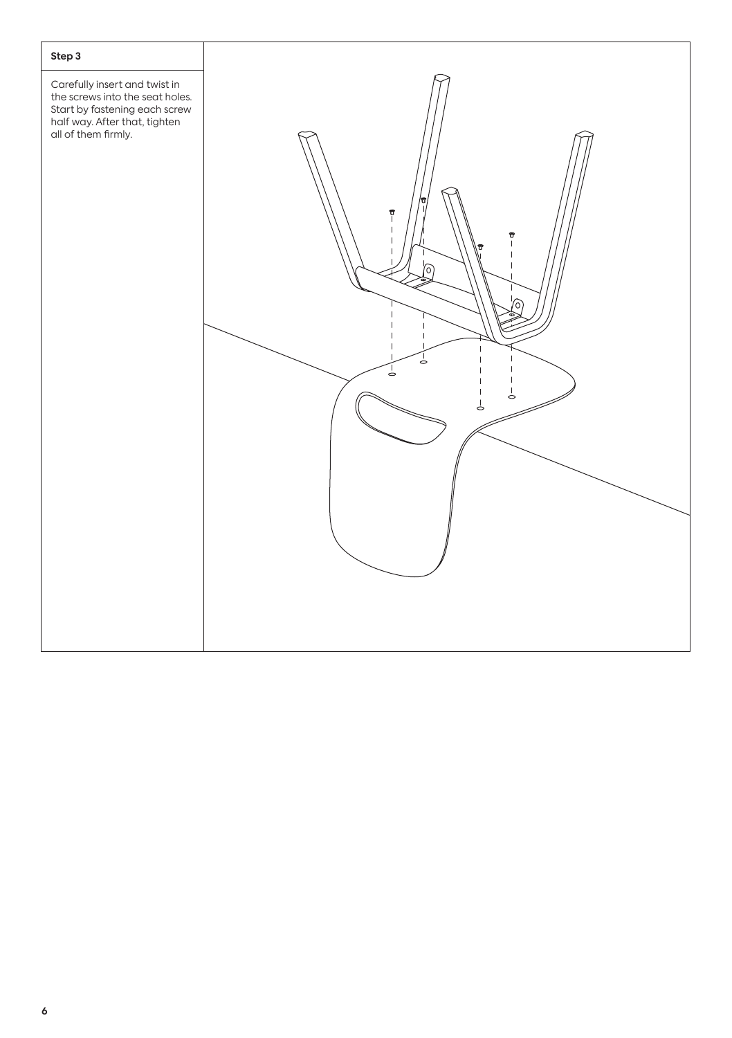**Step 3**

Carefully insert and twist in the screws into the seat holes. Start by fastening each screw half way. After that, tighten all of them firmly.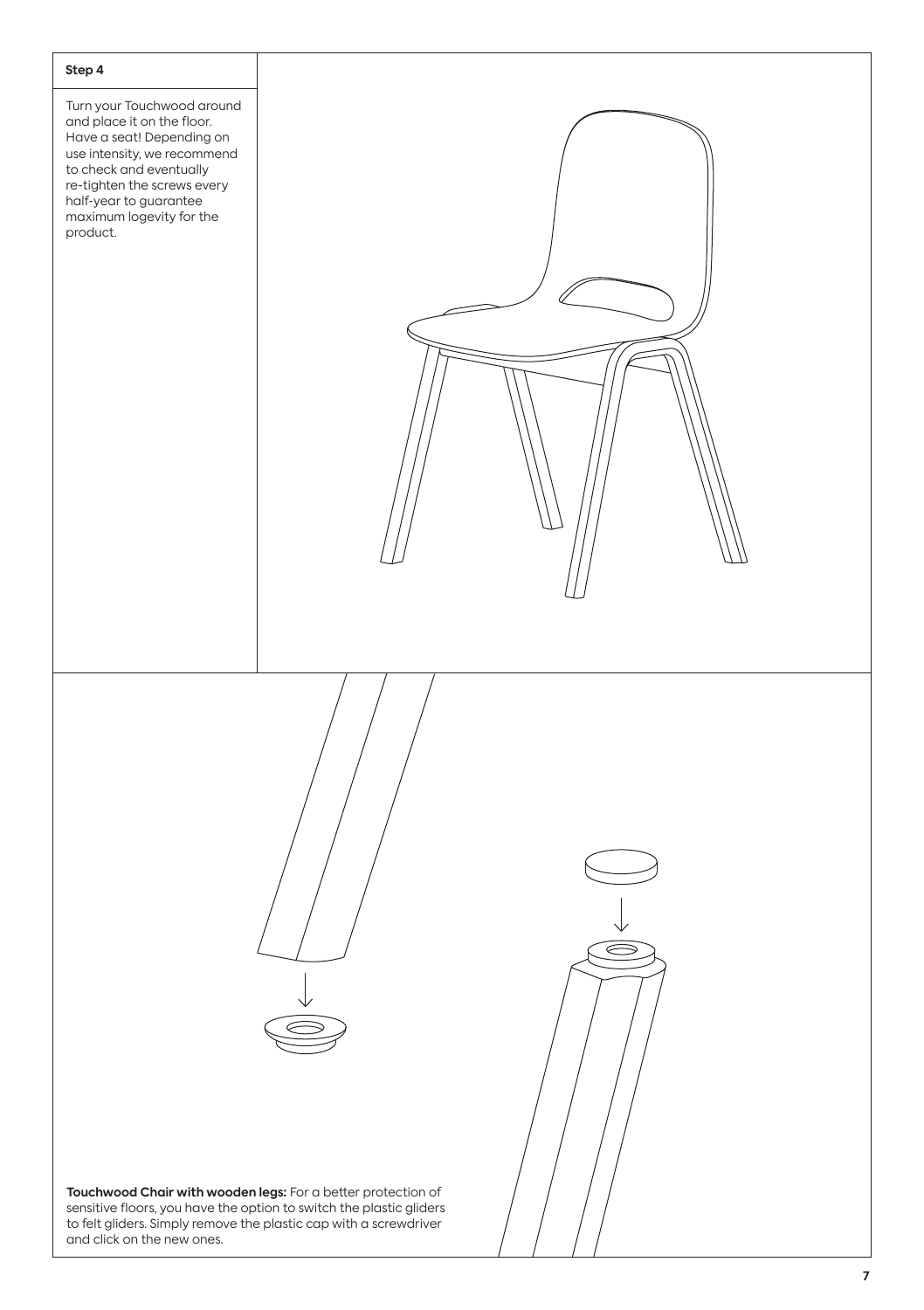**Step 4**

Turn your Touchwood around and place it on the floor. Have a seat! Depending on use intensity, we recommend to check and eventually re-tighten the screws every half-year to guarantee maximum logevity for the product.

**Touchwood Chair with wooden legs:** For a better protection of sensitive floors, you have the option to switch the plastic gliders to felt gliders. Simply remove the plastic cap with a screwdriver and click on the new ones.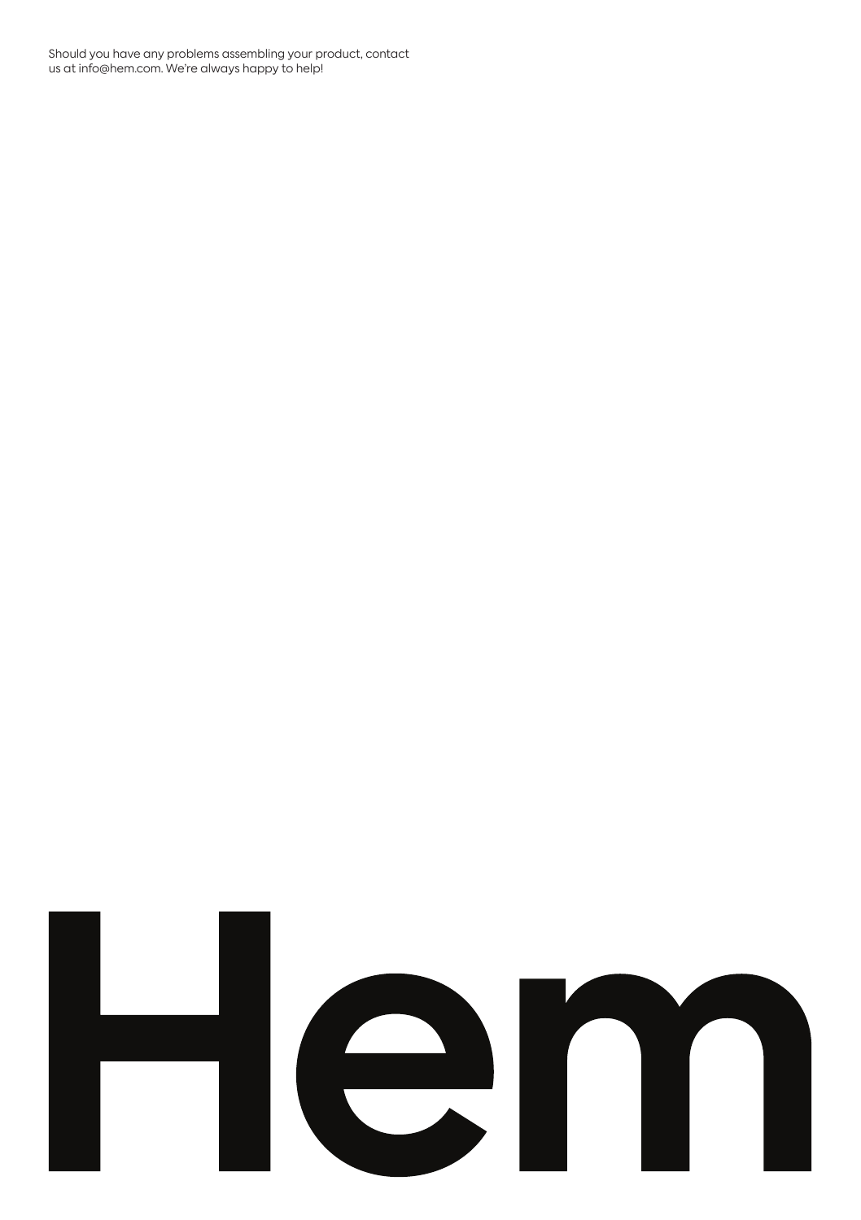Should you have any problems assembling your product, contact us at info@hem.com. We're always happy to help!

# Hem